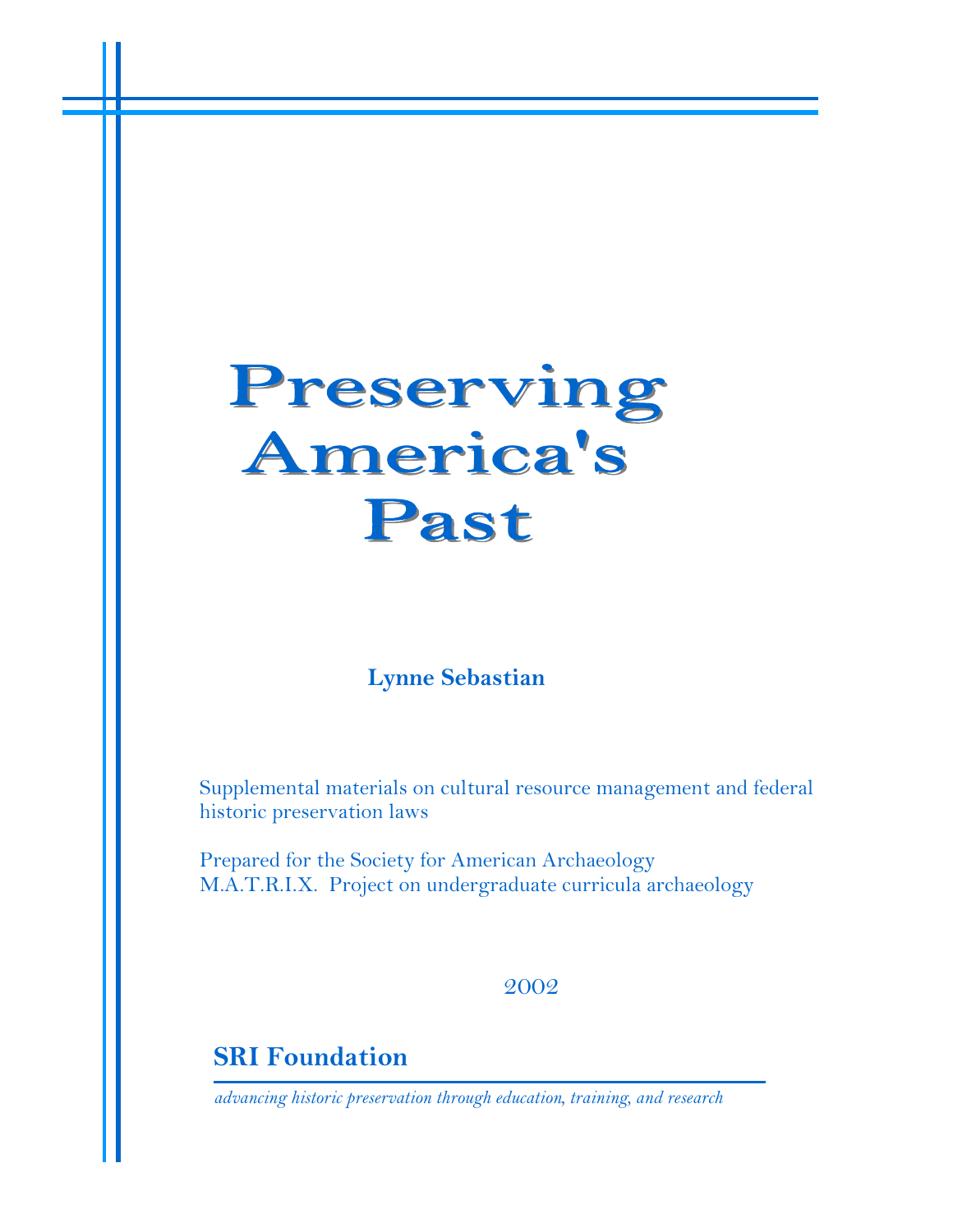# Preserving America's Past

**Lynne Sebastian**

Supplemental materials on cultural resource management and federal historic preservation laws

Prepared for the Society for American Archaeology M.A.T.R.I.X. Project on undergraduate curricula archaeology

2002

**SRI Foundation**

*advancing historic preservation through education, training, and research*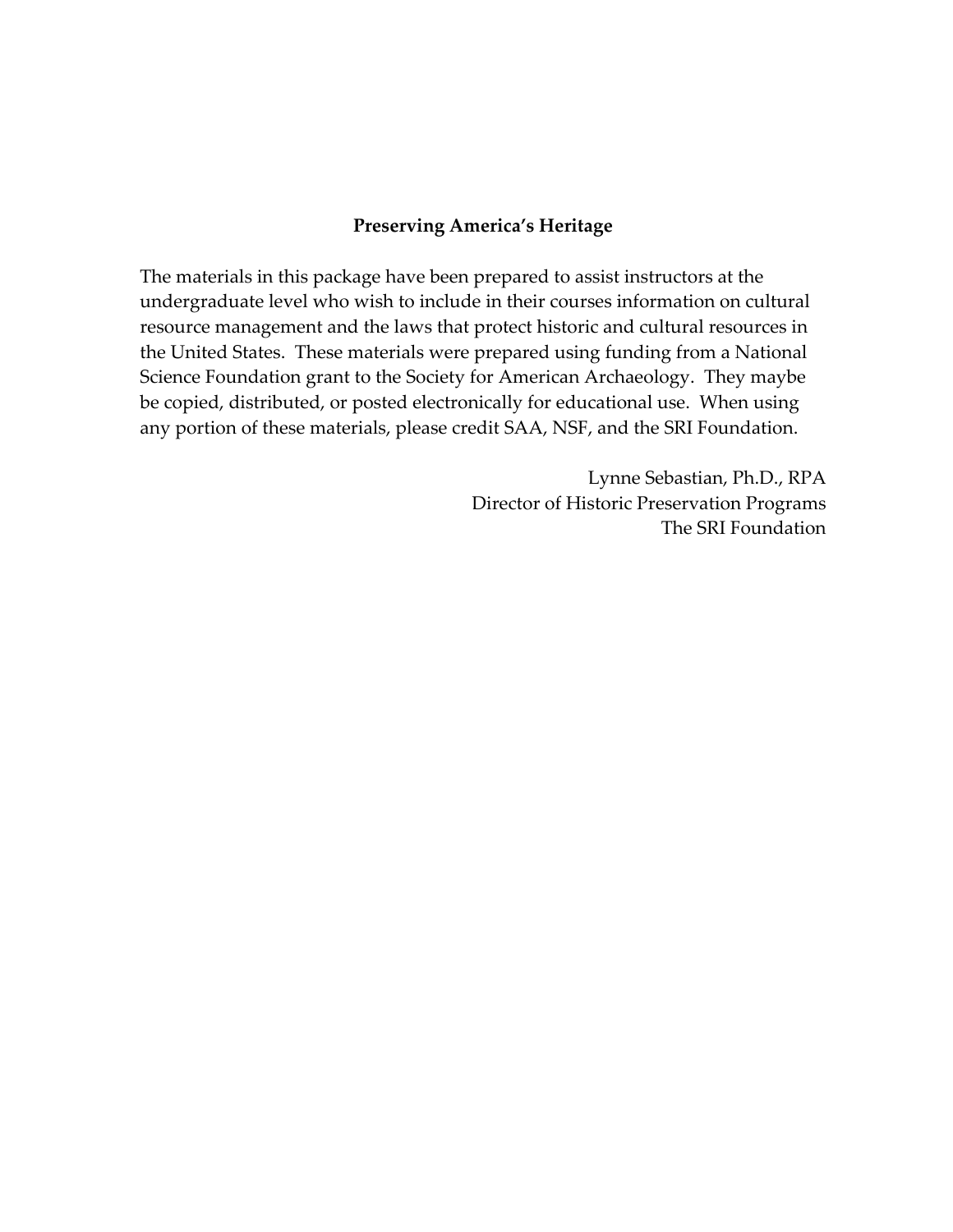**Preserving America's Heritage**

The materials in this package have been prepared to assist instructors at the undergraduate level who wish to include in their courses information on cultural resource management and the laws that protect historic and cultural resources in the United States. These materials were prepared using funding from a National Science Foundation grant to the Society for American Archaeology. They maybe be copied, distributed, or posted electronically for educational use. When using any portion of these materials, please credit SAA, NSF, and the SRI Foundation.

Lynne Sebastian, Ph.D., RPA
Director of Historic Preservation Programs
The SRI Foundation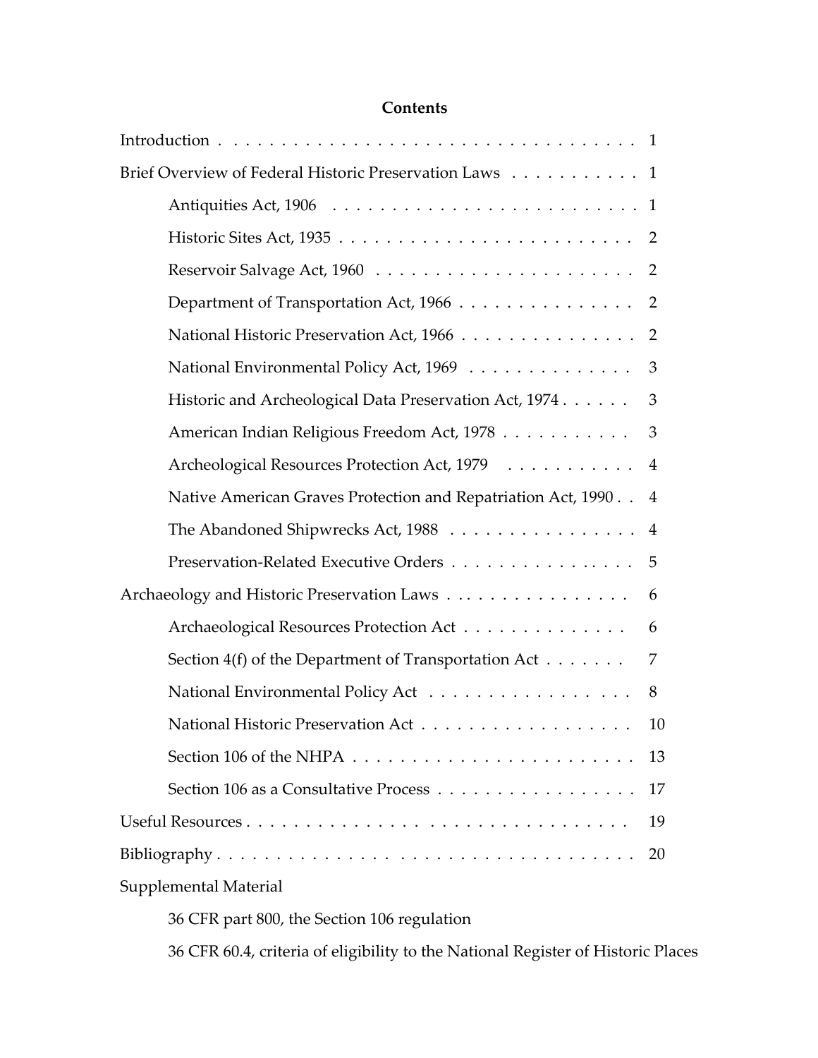# Contents

| | |
|---|---|
| Introduction | 1 |
| Brief Overview of Federal Historic Preservation Laws | 1 |
| Antiquities Act, 1906 | 1 |
| Historic Sites Act, 1935 | 2 |
| Reservoir Salvage Act, 1960 | 2 |
| Department of Transportation Act, 1966 | 2 |
| National Historic Preservation Act, 1966 | 2 |
| National Environmental Policy Act, 1969 | 3 |
| Historic and Archeological Data Preservation Act, 1974 | 3 |
| American Indian Religious Freedom Act, 1978 | 3 |
| Archeological Resources Protection Act, 1979 | 4 |
| Native American Graves Protection and Repatriation Act, 1990 | 4 |
| The Abandoned Shipwrecks Act, 1988 | 4 |
| Preservation-Related Executive Orders | 5 |
| Archaeology and Historic Preservation Laws | 6 |
| Archaeological Resources Protection Act | 6 |
| Section 4(f) of the Department of Transportation Act | 7 |
| National Environmental Policy Act | 8 |
| National Historic Preservation Act | 10 |
| Section 106 of the NHPA | 13 |
| Section 106 as a Consultative Process | 17 |
| Useful Resources | 19 |
| Bibliography | 20 |

Supplemental Material

36 CFR part 800, the Section 106 regulation

36 CFR 60.4, criteria of eligibility to the National Register of Historic Places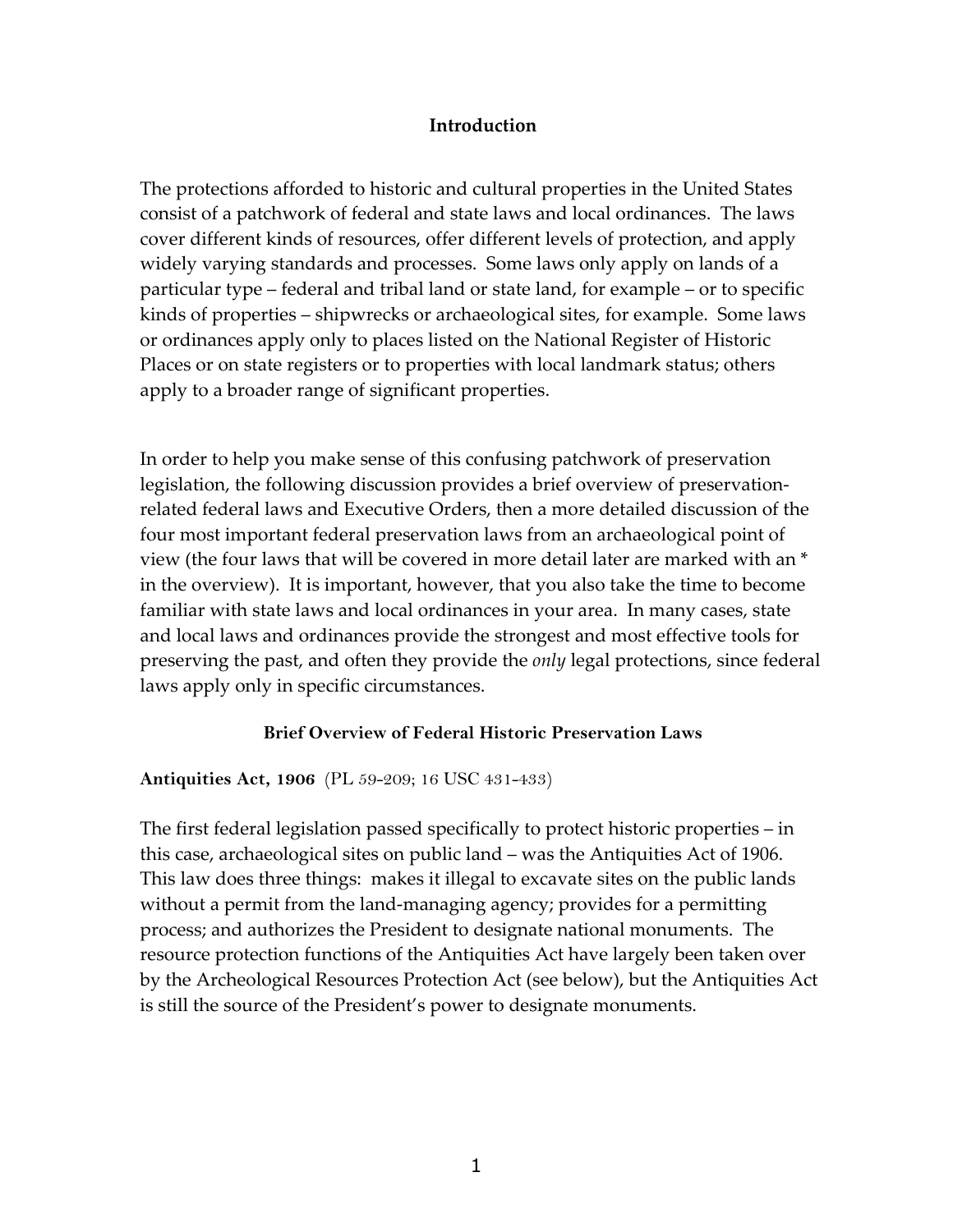## Introduction

The protections afforded to historic and cultural properties in the United States consist of a patchwork of federal and state laws and local ordinances. The laws cover different kinds of resources, offer different levels of protection, and apply widely varying standards and processes. Some laws only apply on lands of a particular type – federal and tribal land or state land, for example – or to specific kinds of properties – shipwrecks or archaeological sites, for example. Some laws or ordinances apply only to places listed on the National Register of Historic Places or on state registers or to properties with local landmark status; others apply to a broader range of significant properties.

In order to help you make sense of this confusing patchwork of preservation legislation, the following discussion provides a brief overview of preservation-related federal laws and Executive Orders, then a more detailed discussion of the four most important federal preservation laws from an archaeological point of view (the four laws that will be covered in more detail later are marked with an * in the overview). It is important, however, that you also take the time to become familiar with state laws and local ordinances in your area. In many cases, state and local laws and ordinances provide the strongest and most effective tools for preserving the past, and often they provide the *only* legal protections, since federal laws apply only in specific circumstances.

### Brief Overview of Federal Historic Preservation Laws

**Antiquities Act, 1906** (PL 59-209; 16 USC 431-433)

The first federal legislation passed specifically to protect historic properties – in this case, archaeological sites on public land – was the Antiquities Act of 1906. This law does three things: makes it illegal to excavate sites on the public lands without a permit from the land-managing agency; provides for a permitting process; and authorizes the President to designate national monuments. The resource protection functions of the Antiquities Act have largely been taken over by the Archeological Resources Protection Act (see below), but the Antiquities Act is still the source of the President's power to designate monuments.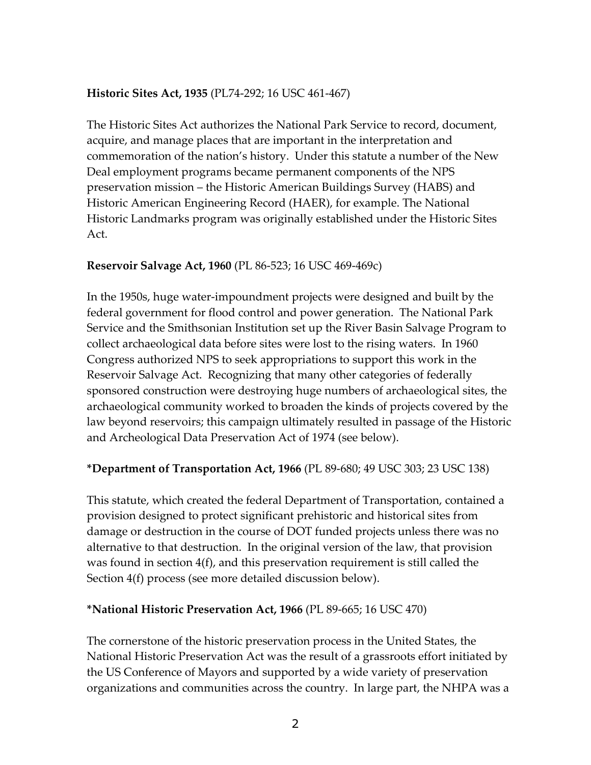**Historic Sites Act, 1935** (PL74-292; 16 USC 461-467)

The Historic Sites Act authorizes the National Park Service to record, document, acquire, and manage places that are important in the interpretation and commemoration of the nation's history. Under this statute a number of the New Deal employment programs became permanent components of the NPS preservation mission – the Historic American Buildings Survey (HABS) and Historic American Engineering Record (HAER), for example. The National Historic Landmarks program was originally established under the Historic Sites Act.

**Reservoir Salvage Act, 1960** (PL 86-523; 16 USC 469-469c)

In the 1950s, huge water-impoundment projects were designed and built by the federal government for flood control and power generation. The National Park Service and the Smithsonian Institution set up the River Basin Salvage Program to collect archaeological data before sites were lost to the rising waters. In 1960 Congress authorized NPS to seek appropriations to support this work in the Reservoir Salvage Act. Recognizing that many other categories of federally sponsored construction were destroying huge numbers of archaeological sites, the archaeological community worked to broaden the kinds of projects covered by the law beyond reservoirs; this campaign ultimately resulted in passage of the Historic and Archeological Data Preservation Act of 1974 (see below).

**\*Department of Transportation Act, 1966** (PL 89-680; 49 USC 303; 23 USC 138)

This statute, which created the federal Department of Transportation, contained a provision designed to protect significant prehistoric and historical sites from damage or destruction in the course of DOT funded projects unless there was no alternative to that destruction. In the original version of the law, that provision was found in section 4(f), and this preservation requirement is still called the Section 4(f) process (see more detailed discussion below).

**\*National Historic Preservation Act, 1966** (PL 89-665; 16 USC 470)

The cornerstone of the historic preservation process in the United States, the National Historic Preservation Act was the result of a grassroots effort initiated by the US Conference of Mayors and supported by a wide variety of preservation organizations and communities across the country. In large part, the NHPA was a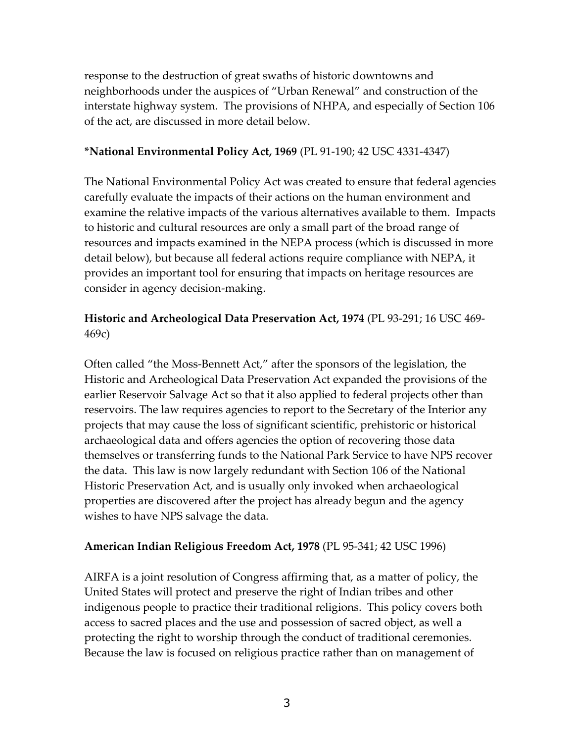response to the destruction of great swaths of historic downtowns and neighborhoods under the auspices of "Urban Renewal" and construction of the interstate highway system. The provisions of NHPA, and especially of Section 106 of the act, are discussed in more detail below.

**\*National Environmental Policy Act, 1969** (PL 91-190; 42 USC 4331-4347)

The National Environmental Policy Act was created to ensure that federal agencies carefully evaluate the impacts of their actions on the human environment and examine the relative impacts of the various alternatives available to them. Impacts to historic and cultural resources are only a small part of the broad range of resources and impacts examined in the NEPA process (which is discussed in more detail below), but because all federal actions require compliance with NEPA, it provides an important tool for ensuring that impacts on heritage resources are consider in agency decision-making.

**Historic and Archeological Data Preservation Act, 1974** (PL 93-291; 16 USC 469-469c)

Often called "the Moss-Bennett Act," after the sponsors of the legislation, the Historic and Archeological Data Preservation Act expanded the provisions of the earlier Reservoir Salvage Act so that it also applied to federal projects other than reservoirs. The law requires agencies to report to the Secretary of the Interior any projects that may cause the loss of significant scientific, prehistoric or historical archaeological data and offers agencies the option of recovering those data themselves or transferring funds to the National Park Service to have NPS recover the data. This law is now largely redundant with Section 106 of the National Historic Preservation Act, and is usually only invoked when archaeological properties are discovered after the project has already begun and the agency wishes to have NPS salvage the data.

**American Indian Religious Freedom Act, 1978** (PL 95-341; 42 USC 1996)

AIRFA is a joint resolution of Congress affirming that, as a matter of policy, the United States will protect and preserve the right of Indian tribes and other indigenous people to practice their traditional religions. This policy covers both access to sacred places and the use and possession of sacred object, as well a protecting the right to worship through the conduct of traditional ceremonies. Because the law is focused on religious practice rather than on management of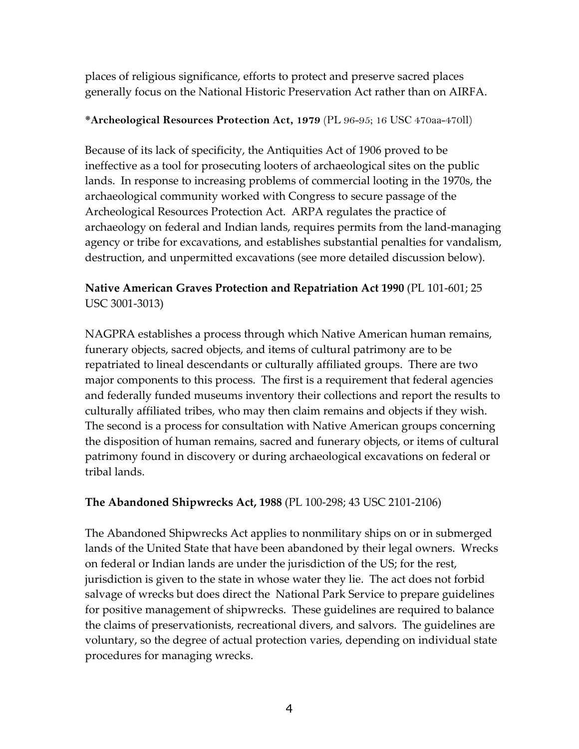places of religious significance, efforts to protect and preserve sacred places generally focus on the National Historic Preservation Act rather than on AIRFA.

**\*Archeological Resources Protection Act, 1979** (PL 96-95; 16 USC 470aa-470ll)

Because of its lack of specificity, the Antiquities Act of 1906 proved to be ineffective as a tool for prosecuting looters of archaeological sites on the public lands. In response to increasing problems of commercial looting in the 1970s, the archaeological community worked with Congress to secure passage of the Archeological Resources Protection Act. ARPA regulates the practice of archaeology on federal and Indian lands, requires permits from the land-managing agency or tribe for excavations, and establishes substantial penalties for vandalism, destruction, and unpermitted excavations (see more detailed discussion below).

**Native American Graves Protection and Repatriation Act 1990** (PL 101-601; 25 USC 3001-3013)

NAGPRA establishes a process through which Native American human remains, funerary objects, sacred objects, and items of cultural patrimony are to be repatriated to lineal descendants or culturally affiliated groups. There are two major components to this process. The first is a requirement that federal agencies and federally funded museums inventory their collections and report the results to culturally affiliated tribes, who may then claim remains and objects if they wish. The second is a process for consultation with Native American groups concerning the disposition of human remains, sacred and funerary objects, or items of cultural patrimony found in discovery or during archaeological excavations on federal or tribal lands.

**The Abandoned Shipwrecks Act, 1988** (PL 100-298; 43 USC 2101-2106)

The Abandoned Shipwrecks Act applies to nonmilitary ships on or in submerged lands of the United State that have been abandoned by their legal owners. Wrecks on federal or Indian lands are under the jurisdiction of the US; for the rest, jurisdiction is given to the state in whose water they lie. The act does not forbid salvage of wrecks but does direct the National Park Service to prepare guidelines for positive management of shipwrecks. These guidelines are required to balance the claims of preservationists, recreational divers, and salvors. The guidelines are voluntary, so the degree of actual protection varies, depending on individual state procedures for managing wrecks.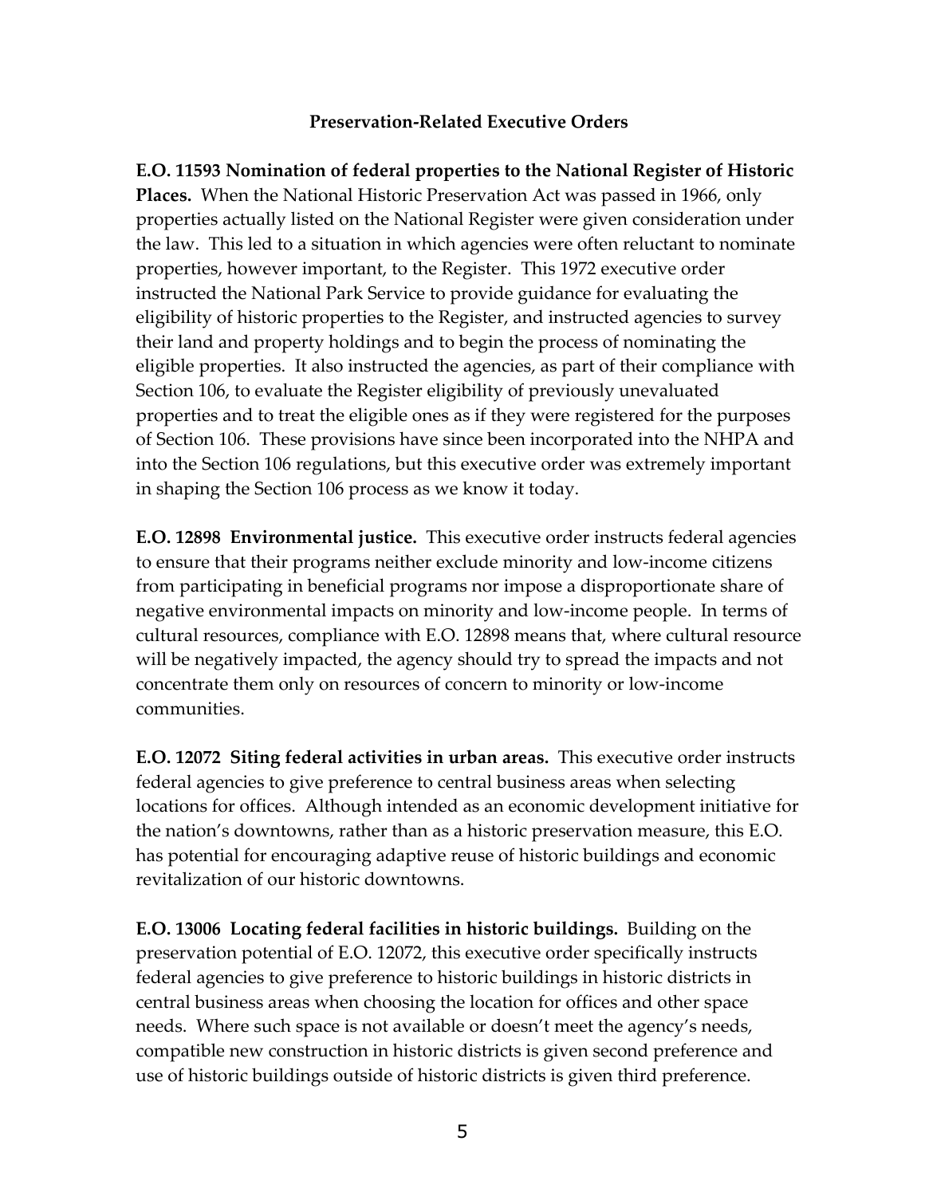## Preservation-Related Executive Orders

**E.O. 11593 Nomination of federal properties to the National Register of Historic Places.** When the National Historic Preservation Act was passed in 1966, only properties actually listed on the National Register were given consideration under the law. This led to a situation in which agencies were often reluctant to nominate properties, however important, to the Register. This 1972 executive order instructed the National Park Service to provide guidance for evaluating the eligibility of historic properties to the Register, and instructed agencies to survey their land and property holdings and to begin the process of nominating the eligible properties. It also instructed the agencies, as part of their compliance with Section 106, to evaluate the Register eligibility of previously unevaluated properties and to treat the eligible ones as if they were registered for the purposes of Section 106. These provisions have since been incorporated into the NHPA and into the Section 106 regulations, but this executive order was extremely important in shaping the Section 106 process as we know it today.

**E.O. 12898 Environmental justice.** This executive order instructs federal agencies to ensure that their programs neither exclude minority and low-income citizens from participating in beneficial programs nor impose a disproportionate share of negative environmental impacts on minority and low-income people. In terms of cultural resources, compliance with E.O. 12898 means that, where cultural resource will be negatively impacted, the agency should try to spread the impacts and not concentrate them only on resources of concern to minority or low-income communities.

**E.O. 12072 Siting federal activities in urban areas.** This executive order instructs federal agencies to give preference to central business areas when selecting locations for offices. Although intended as an economic development initiative for the nation's downtowns, rather than as a historic preservation measure, this E.O. has potential for encouraging adaptive reuse of historic buildings and economic revitalization of our historic downtowns.

**E.O. 13006 Locating federal facilities in historic buildings.** Building on the preservation potential of E.O. 12072, this executive order specifically instructs federal agencies to give preference to historic buildings in historic districts in central business areas when choosing the location for offices and other space needs. Where such space is not available or doesn't meet the agency's needs, compatible new construction in historic districts is given second preference and use of historic buildings outside of historic districts is given third preference.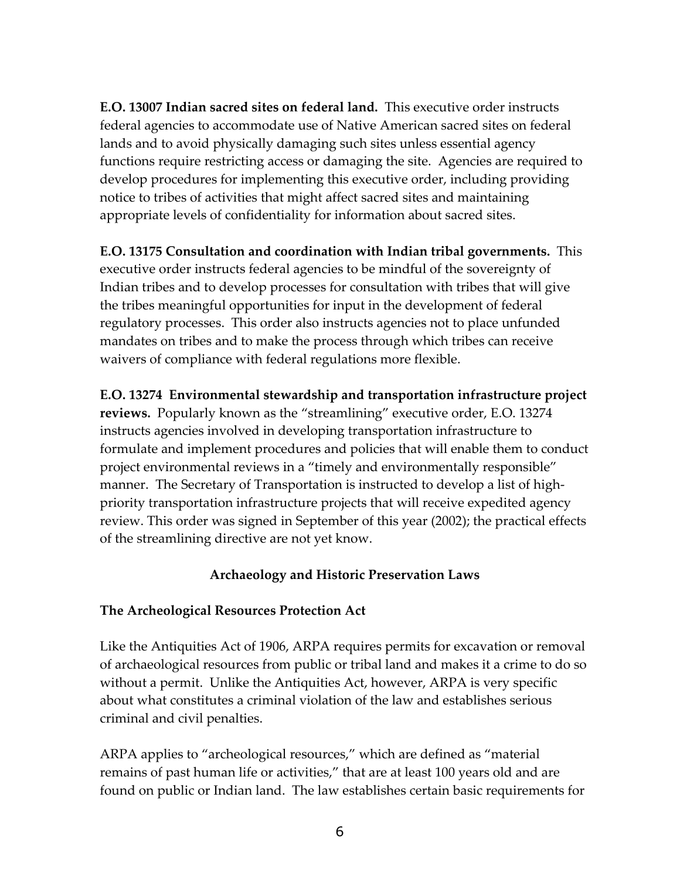**E.O. 13007 Indian sacred sites on federal land.** This executive order instructs federal agencies to accommodate use of Native American sacred sites on federal lands and to avoid physically damaging such sites unless essential agency functions require restricting access or damaging the site. Agencies are required to develop procedures for implementing this executive order, including providing notice to tribes of activities that might affect sacred sites and maintaining appropriate levels of confidentiality for information about sacred sites.

**E.O. 13175 Consultation and coordination with Indian tribal governments.** This executive order instructs federal agencies to be mindful of the sovereignty of Indian tribes and to develop processes for consultation with tribes that will give the tribes meaningful opportunities for input in the development of federal regulatory processes. This order also instructs agencies not to place unfunded mandates on tribes and to make the process through which tribes can receive waivers of compliance with federal regulations more flexible.

**E.O. 13274 Environmental stewardship and transportation infrastructure project reviews.** Popularly known as the "streamlining" executive order, E.O. 13274 instructs agencies involved in developing transportation infrastructure to formulate and implement procedures and policies that will enable them to conduct project environmental reviews in a "timely and environmentally responsible" manner. The Secretary of Transportation is instructed to develop a list of high-priority transportation infrastructure projects that will receive expedited agency review. This order was signed in September of this year (2002); the practical effects of the streamlining directive are not yet know.

## Archaeology and Historic Preservation Laws

### The Archeological Resources Protection Act

Like the Antiquities Act of 1906, ARPA requires permits for excavation or removal of archaeological resources from public or tribal land and makes it a crime to do so without a permit. Unlike the Antiquities Act, however, ARPA is very specific about what constitutes a criminal violation of the law and establishes serious criminal and civil penalties.

ARPA applies to "archeological resources," which are defined as "material remains of past human life or activities," that are at least 100 years old and are found on public or Indian land. The law establishes certain basic requirements for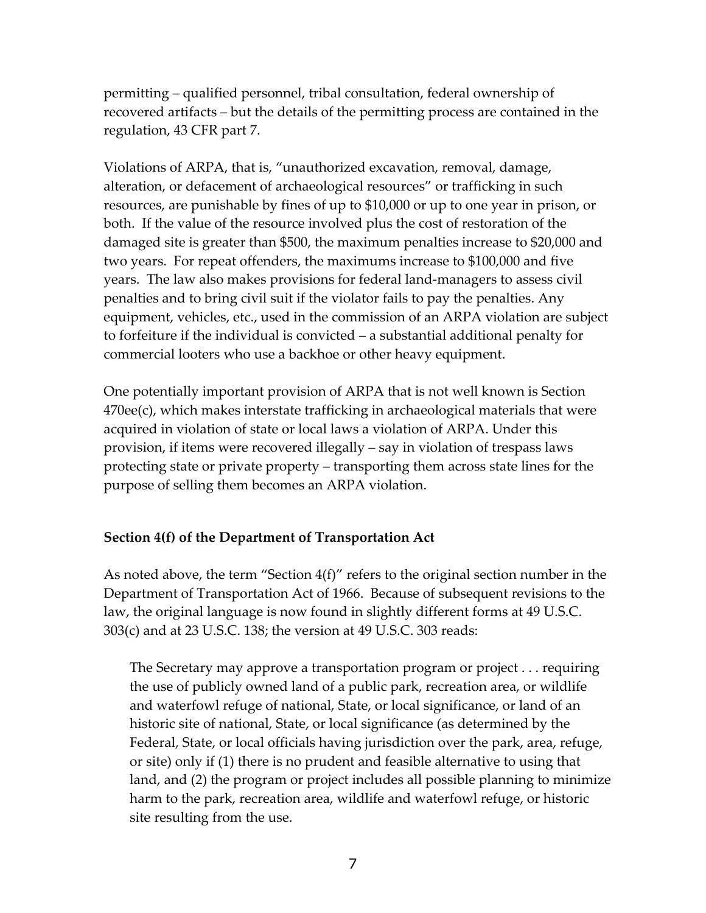permitting – qualified personnel, tribal consultation, federal ownership of recovered artifacts – but the details of the permitting process are contained in the regulation, 43 CFR part 7.

Violations of ARPA, that is, "unauthorized excavation, removal, damage, alteration, or defacement of archaeological resources" or trafficking in such resources, are punishable by fines of up to $10,000 or up to one year in prison, or both. If the value of the resource involved plus the cost of restoration of the damaged site is greater than $500, the maximum penalties increase to $20,000 and two years. For repeat offenders, the maximums increase to $100,000 and five years. The law also makes provisions for federal land-managers to assess civil penalties and to bring civil suit if the violator fails to pay the penalties. Any equipment, vehicles, etc., used in the commission of an ARPA violation are subject to forfeiture if the individual is convicted – a substantial additional penalty for commercial looters who use a backhoe or other heavy equipment.

One potentially important provision of ARPA that is not well known is Section 470ee(c), which makes interstate trafficking in archaeological materials that were acquired in violation of state or local laws a violation of ARPA. Under this provision, if items were recovered illegally – say in violation of trespass laws protecting state or private property – transporting them across state lines for the purpose of selling them becomes an ARPA violation.

### Section 4(f) of the Department of Transportation Act

As noted above, the term "Section 4(f)" refers to the original section number in the Department of Transportation Act of 1966. Because of subsequent revisions to the law, the original language is now found in slightly different forms at 49 U.S.C. 303(c) and at 23 U.S.C. 138; the version at 49 U.S.C. 303 reads:

> The Secretary may approve a transportation program or project . . . requiring the use of publicly owned land of a public park, recreation area, or wildlife and waterfowl refuge of national, State, or local significance, or land of an historic site of national, State, or local significance (as determined by the Federal, State, or local officials having jurisdiction over the park, area, refuge, or site) only if (1) there is no prudent and feasible alternative to using that land, and (2) the program or project includes all possible planning to minimize harm to the park, recreation area, wildlife and waterfowl refuge, or historic site resulting from the use.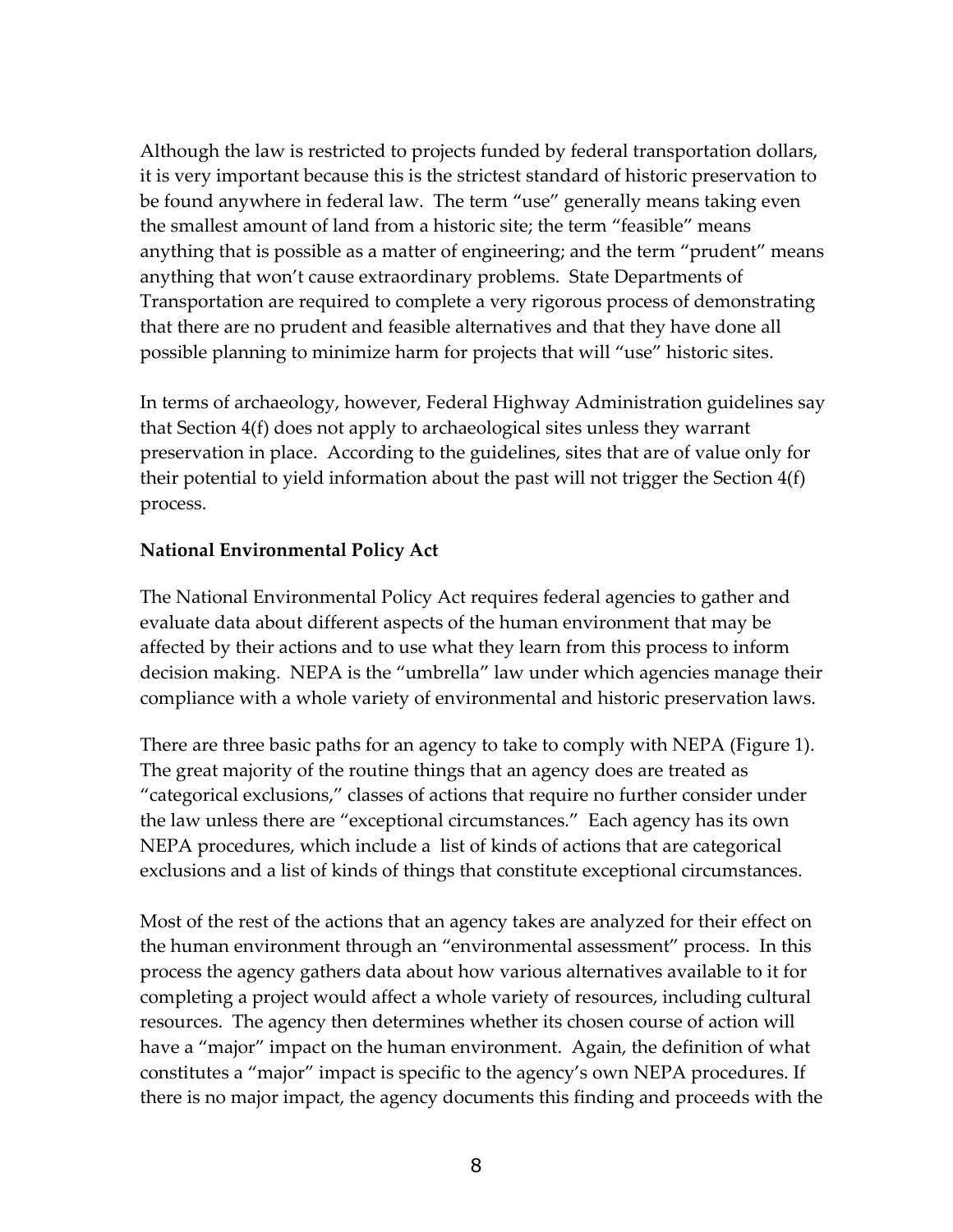Although the law is restricted to projects funded by federal transportation dollars, it is very important because this is the strictest standard of historic preservation to be found anywhere in federal law. The term "use" generally means taking even the smallest amount of land from a historic site; the term "feasible" means anything that is possible as a matter of engineering; and the term "prudent" means anything that won't cause extraordinary problems. State Departments of Transportation are required to complete a very rigorous process of demonstrating that there are no prudent and feasible alternatives and that they have done all possible planning to minimize harm for projects that will "use" historic sites.

In terms of archaeology, however, Federal Highway Administration guidelines say that Section 4(f) does not apply to archaeological sites unless they warrant preservation in place. According to the guidelines, sites that are of value only for their potential to yield information about the past will not trigger the Section 4(f) process.

**National Environmental Policy Act**

The National Environmental Policy Act requires federal agencies to gather and evaluate data about different aspects of the human environment that may be affected by their actions and to use what they learn from this process to inform decision making. NEPA is the "umbrella" law under which agencies manage their compliance with a whole variety of environmental and historic preservation laws.

There are three basic paths for an agency to take to comply with NEPA (Figure 1). The great majority of the routine things that an agency does are treated as "categorical exclusions," classes of actions that require no further consider under the law unless there are "exceptional circumstances." Each agency has its own NEPA procedures, which include a list of kinds of actions that are categorical exclusions and a list of kinds of things that constitute exceptional circumstances.

Most of the rest of the actions that an agency takes are analyzed for their effect on the human environment through an "environmental assessment" process. In this process the agency gathers data about how various alternatives available to it for completing a project would affect a whole variety of resources, including cultural resources. The agency then determines whether its chosen course of action will have a "major" impact on the human environment. Again, the definition of what constitutes a "major" impact is specific to the agency's own NEPA procedures. If there is no major impact, the agency documents this finding and proceeds with the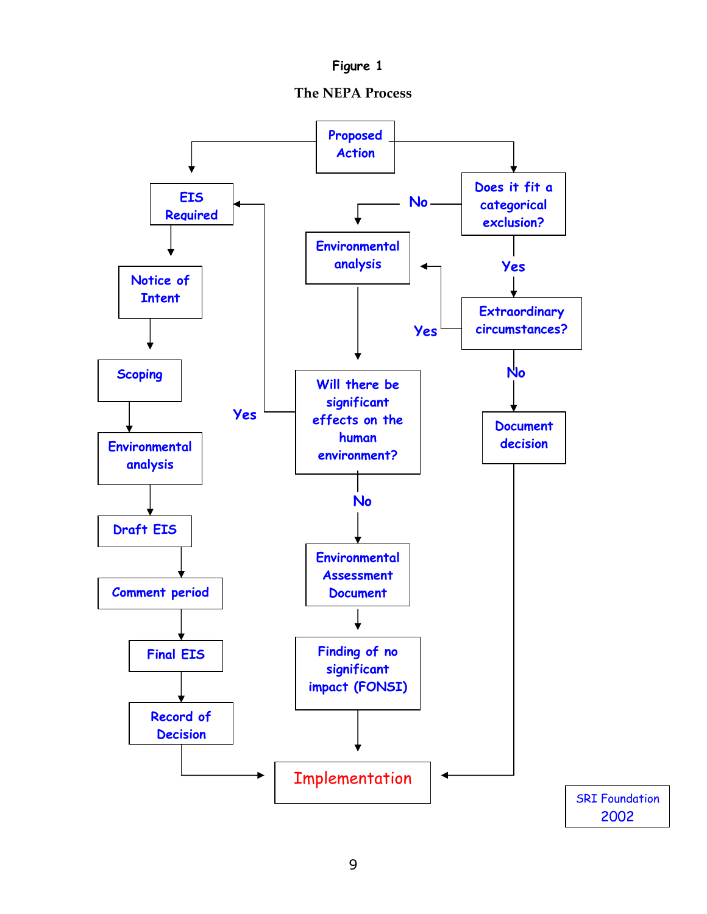Figure 1

The NEPA Process

Proposed Action

EIS Required

Notice of Intent

Scoping

Environmental analysis

Draft EIS

Comment period

Final EIS

Record of Decision

Does it fit a categorical exclusion?

No

Environmental analysis

Yes

Extraordinary circumstances?

Yes

No

Document decision

Will there be significant effects on the human environment?

Yes

No

Environmental Assessment Document

Finding of no significant impact (FONSI)

Implementation

SRI Foundation 2002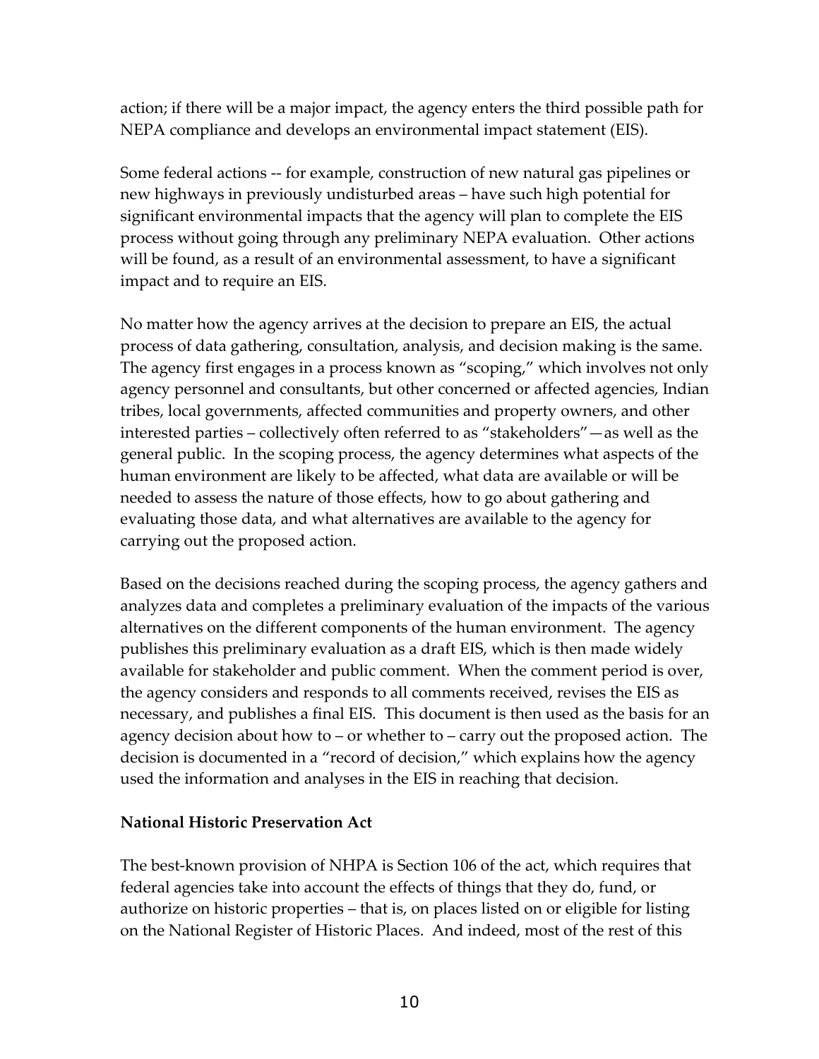action; if there will be a major impact, the agency enters the third possible path for NEPA compliance and develops an environmental impact statement (EIS).

Some federal actions -- for example, construction of new natural gas pipelines or new highways in previously undisturbed areas – have such high potential for significant environmental impacts that the agency will plan to complete the EIS process without going through any preliminary NEPA evaluation. Other actions will be found, as a result of an environmental assessment, to have a significant impact and to require an EIS.

No matter how the agency arrives at the decision to prepare an EIS, the actual process of data gathering, consultation, analysis, and decision making is the same. The agency first engages in a process known as "scoping," which involves not only agency personnel and consultants, but other concerned or affected agencies, Indian tribes, local governments, affected communities and property owners, and other interested parties – collectively often referred to as "stakeholders"—as well as the general public. In the scoping process, the agency determines what aspects of the human environment are likely to be affected, what data are available or will be needed to assess the nature of those effects, how to go about gathering and evaluating those data, and what alternatives are available to the agency for carrying out the proposed action.

Based on the decisions reached during the scoping process, the agency gathers and analyzes data and completes a preliminary evaluation of the impacts of the various alternatives on the different components of the human environment. The agency publishes this preliminary evaluation as a draft EIS, which is then made widely available for stakeholder and public comment. When the comment period is over, the agency considers and responds to all comments received, revises the EIS as necessary, and publishes a final EIS. This document is then used as the basis for an agency decision about how to – or whether to – carry out the proposed action. The decision is documented in a "record of decision," which explains how the agency used the information and analyses in the EIS in reaching that decision.

**National Historic Preservation Act**

The best-known provision of NHPA is Section 106 of the act, which requires that federal agencies take into account the effects of things that they do, fund, or authorize on historic properties – that is, on places listed on or eligible for listing on the National Register of Historic Places. And indeed, most of the rest of this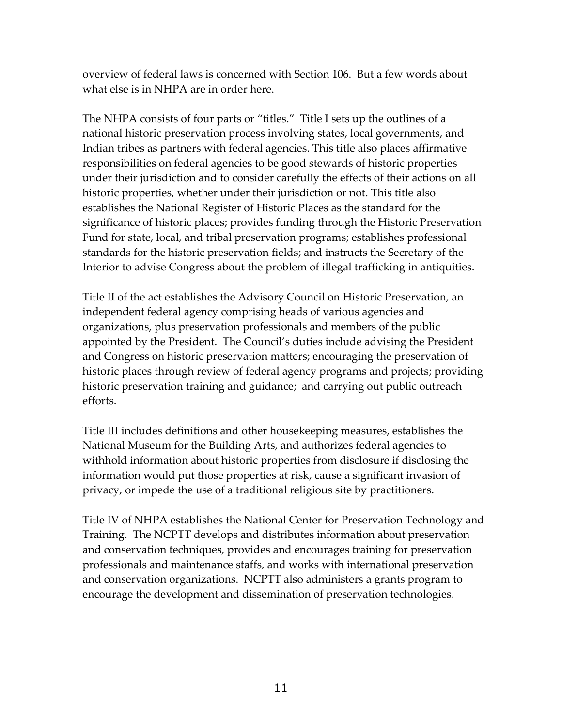overview of federal laws is concerned with Section 106. But a few words about what else is in NHPA are in order here.

The NHPA consists of four parts or "titles." Title I sets up the outlines of a national historic preservation process involving states, local governments, and Indian tribes as partners with federal agencies. This title also places affirmative responsibilities on federal agencies to be good stewards of historic properties under their jurisdiction and to consider carefully the effects of their actions on all historic properties, whether under their jurisdiction or not. This title also establishes the National Register of Historic Places as the standard for the significance of historic places; provides funding through the Historic Preservation Fund for state, local, and tribal preservation programs; establishes professional standards for the historic preservation fields; and instructs the Secretary of the Interior to advise Congress about the problem of illegal trafficking in antiquities.

Title II of the act establishes the Advisory Council on Historic Preservation, an independent federal agency comprising heads of various agencies and organizations, plus preservation professionals and members of the public appointed by the President. The Council's duties include advising the President and Congress on historic preservation matters; encouraging the preservation of historic places through review of federal agency programs and projects; providing historic preservation training and guidance; and carrying out public outreach efforts.

Title III includes definitions and other housekeeping measures, establishes the National Museum for the Building Arts, and authorizes federal agencies to withhold information about historic properties from disclosure if disclosing the information would put those properties at risk, cause a significant invasion of privacy, or impede the use of a traditional religious site by practitioners.

Title IV of NHPA establishes the National Center for Preservation Technology and Training. The NCPTT develops and distributes information about preservation and conservation techniques, provides and encourages training for preservation professionals and maintenance staffs, and works with international preservation and conservation organizations. NCPTT also administers a grants program to encourage the development and dissemination of preservation technologies.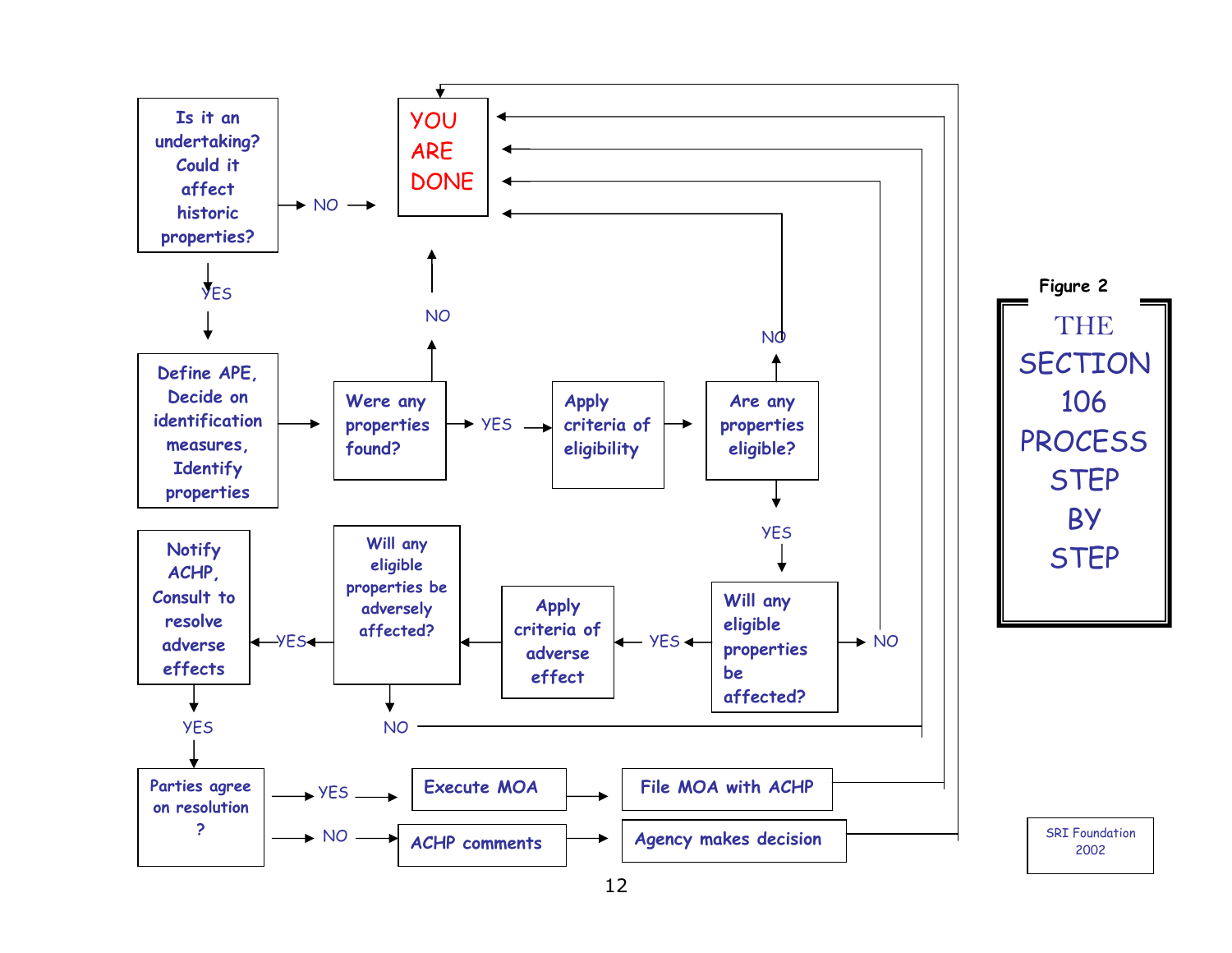**Figure 2**

# THE SECTION 106 PROCESS STEP BY STEP

Is it an undertaking? Could it affect historic properties?
- NO → YOU ARE DONE
- YES → Define APE, Decide on identification measures, Identify properties

Define APE, Decide on identification measures, Identify properties → Were any properties found?
- NO → YOU ARE DONE
- YES → Apply criteria of eligibility

Apply criteria of eligibility → Are any properties eligible?
- NO → YOU ARE DONE
- YES → Will any eligible properties be affected?

Will any eligible properties be affected?
- NO → YOU ARE DONE
- YES → Apply criteria of adverse effect

Apply criteria of adverse effect → Will any eligible properties be adversely affected?
- NO → YOU ARE DONE
- YES → Notify ACHP, Consult to resolve adverse effects

Notify ACHP, Consult to resolve adverse effects → YES → Parties agree on resolution?
- YES → Execute MOA → File MOA with ACHP → YOU ARE DONE
- NO → ACHP comments → Agency makes decision → YOU ARE DONE

SRI Foundation 2002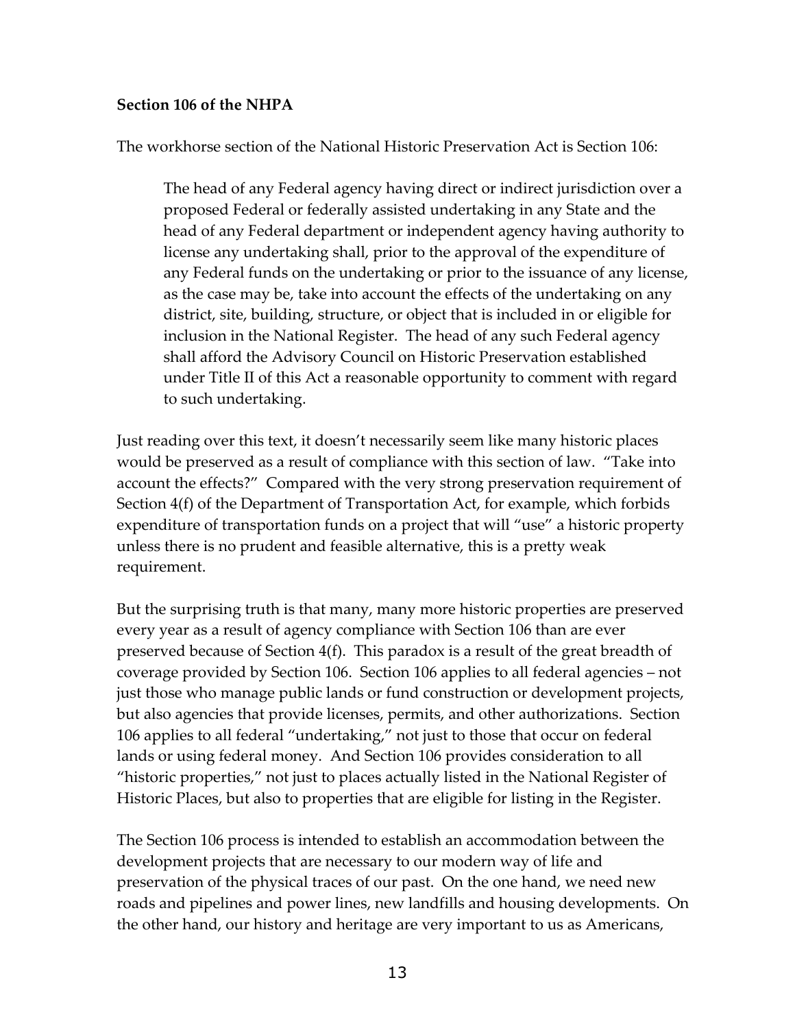**Section 106 of the NHPA**

The workhorse section of the National Historic Preservation Act is Section 106:

> The head of any Federal agency having direct or indirect jurisdiction over a proposed Federal or federally assisted undertaking in any State and the head of any Federal department or independent agency having authority to license any undertaking shall, prior to the approval of the expenditure of any Federal funds on the undertaking or prior to the issuance of any license, as the case may be, take into account the effects of the undertaking on any district, site, building, structure, or object that is included in or eligible for inclusion in the National Register. The head of any such Federal agency shall afford the Advisory Council on Historic Preservation established under Title II of this Act a reasonable opportunity to comment with regard to such undertaking.

Just reading over this text, it doesn't necessarily seem like many historic places would be preserved as a result of compliance with this section of law. "Take into account the effects?" Compared with the very strong preservation requirement of Section 4(f) of the Department of Transportation Act, for example, which forbids expenditure of transportation funds on a project that will "use" a historic property unless there is no prudent and feasible alternative, this is a pretty weak requirement.

But the surprising truth is that many, many more historic properties are preserved every year as a result of agency compliance with Section 106 than are ever preserved because of Section 4(f). This paradox is a result of the great breadth of coverage provided by Section 106. Section 106 applies to all federal agencies – not just those who manage public lands or fund construction or development projects, but also agencies that provide licenses, permits, and other authorizations. Section 106 applies to all federal "undertaking," not just to those that occur on federal lands or using federal money. And Section 106 provides consideration to all "historic properties," not just to places actually listed in the National Register of Historic Places, but also to properties that are eligible for listing in the Register.

The Section 106 process is intended to establish an accommodation between the development projects that are necessary to our modern way of life and preservation of the physical traces of our past. On the one hand, we need new roads and pipelines and power lines, new landfills and housing developments. On the other hand, our history and heritage are very important to us as Americans,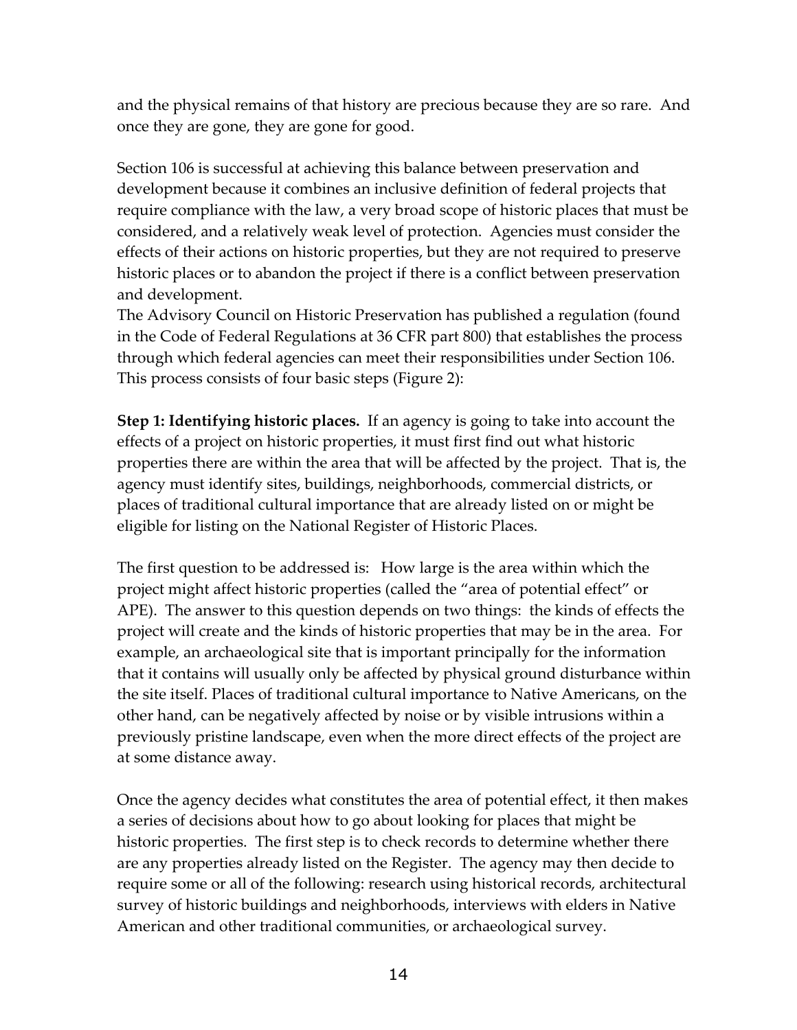and the physical remains of that history are precious because they are so rare. And once they are gone, they are gone for good.

Section 106 is successful at achieving this balance between preservation and development because it combines an inclusive definition of federal projects that require compliance with the law, a very broad scope of historic places that must be considered, and a relatively weak level of protection. Agencies must consider the effects of their actions on historic properties, but they are not required to preserve historic places or to abandon the project if there is a conflict between preservation and development.

The Advisory Council on Historic Preservation has published a regulation (found in the Code of Federal Regulations at 36 CFR part 800) that establishes the process through which federal agencies can meet their responsibilities under Section 106. This process consists of four basic steps (Figure 2):

**Step 1: Identifying historic places.** If an agency is going to take into account the effects of a project on historic properties, it must first find out what historic properties there are within the area that will be affected by the project. That is, the agency must identify sites, buildings, neighborhoods, commercial districts, or places of traditional cultural importance that are already listed on or might be eligible for listing on the National Register of Historic Places.

The first question to be addressed is: How large is the area within which the project might affect historic properties (called the "area of potential effect" or APE). The answer to this question depends on two things: the kinds of effects the project will create and the kinds of historic properties that may be in the area. For example, an archaeological site that is important principally for the information that it contains will usually only be affected by physical ground disturbance within the site itself. Places of traditional cultural importance to Native Americans, on the other hand, can be negatively affected by noise or by visible intrusions within a previously pristine landscape, even when the more direct effects of the project are at some distance away.

Once the agency decides what constitutes the area of potential effect, it then makes a series of decisions about how to go about looking for places that might be historic properties. The first step is to check records to determine whether there are any properties already listed on the Register. The agency may then decide to require some or all of the following: research using historical records, architectural survey of historic buildings and neighborhoods, interviews with elders in Native American and other traditional communities, or archaeological survey.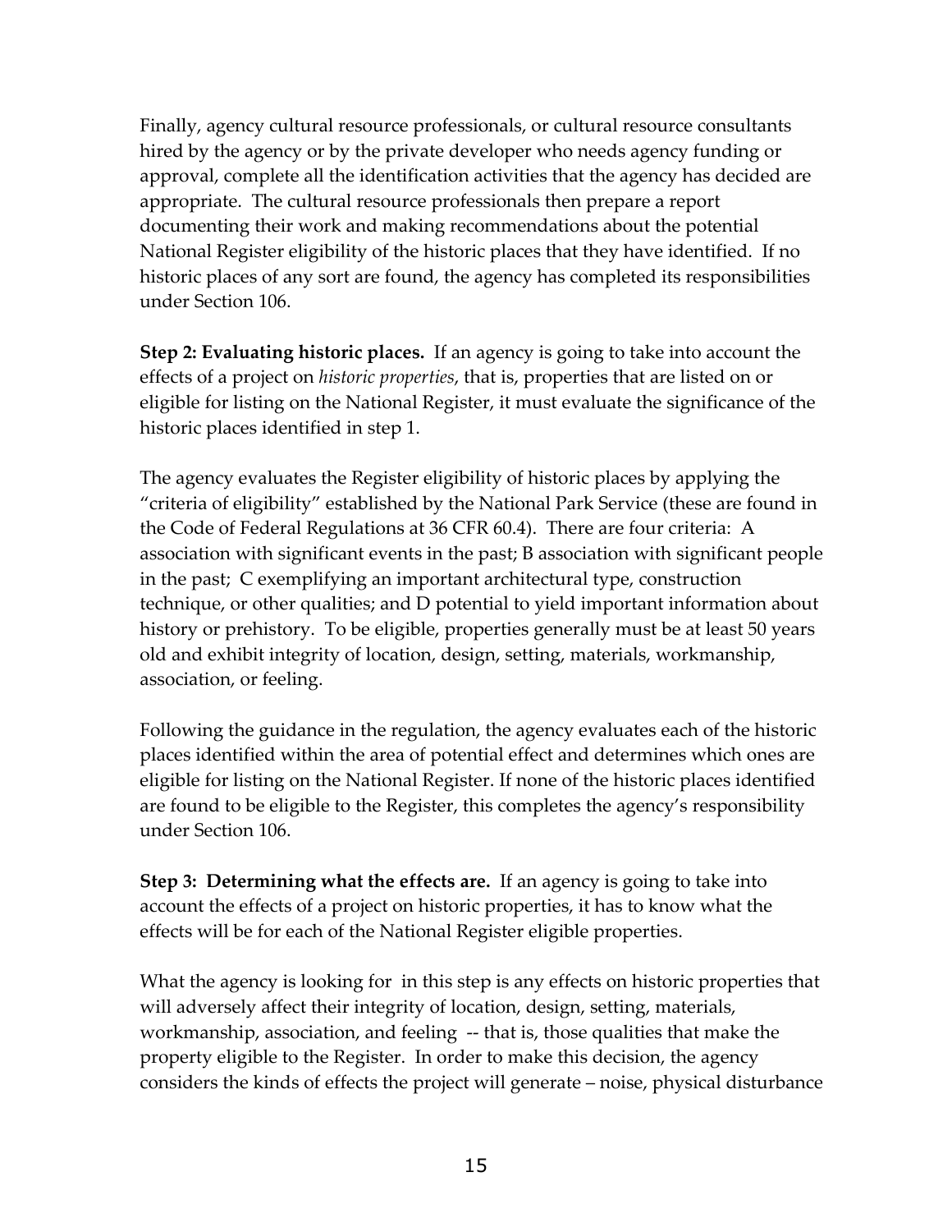Finally, agency cultural resource professionals, or cultural resource consultants hired by the agency or by the private developer who needs agency funding or approval, complete all the identification activities that the agency has decided are appropriate. The cultural resource professionals then prepare a report documenting their work and making recommendations about the potential National Register eligibility of the historic places that they have identified. If no historic places of any sort are found, the agency has completed its responsibilities under Section 106.

**Step 2: Evaluating historic places.** If an agency is going to take into account the effects of a project on *historic properties*, that is, properties that are listed on or eligible for listing on the National Register, it must evaluate the significance of the historic places identified in step 1.

The agency evaluates the Register eligibility of historic places by applying the "criteria of eligibility" established by the National Park Service (these are found in the Code of Federal Regulations at 36 CFR 60.4). There are four criteria: A association with significant events in the past; B association with significant people in the past; C exemplifying an important architectural type, construction technique, or other qualities; and D potential to yield important information about history or prehistory. To be eligible, properties generally must be at least 50 years old and exhibit integrity of location, design, setting, materials, workmanship, association, or feeling.

Following the guidance in the regulation, the agency evaluates each of the historic places identified within the area of potential effect and determines which ones are eligible for listing on the National Register. If none of the historic places identified are found to be eligible to the Register, this completes the agency's responsibility under Section 106.

**Step 3: Determining what the effects are.** If an agency is going to take into account the effects of a project on historic properties, it has to know what the effects will be for each of the National Register eligible properties.

What the agency is looking for in this step is any effects on historic properties that will adversely affect their integrity of location, design, setting, materials, workmanship, association, and feeling -- that is, those qualities that make the property eligible to the Register. In order to make this decision, the agency considers the kinds of effects the project will generate – noise, physical disturbance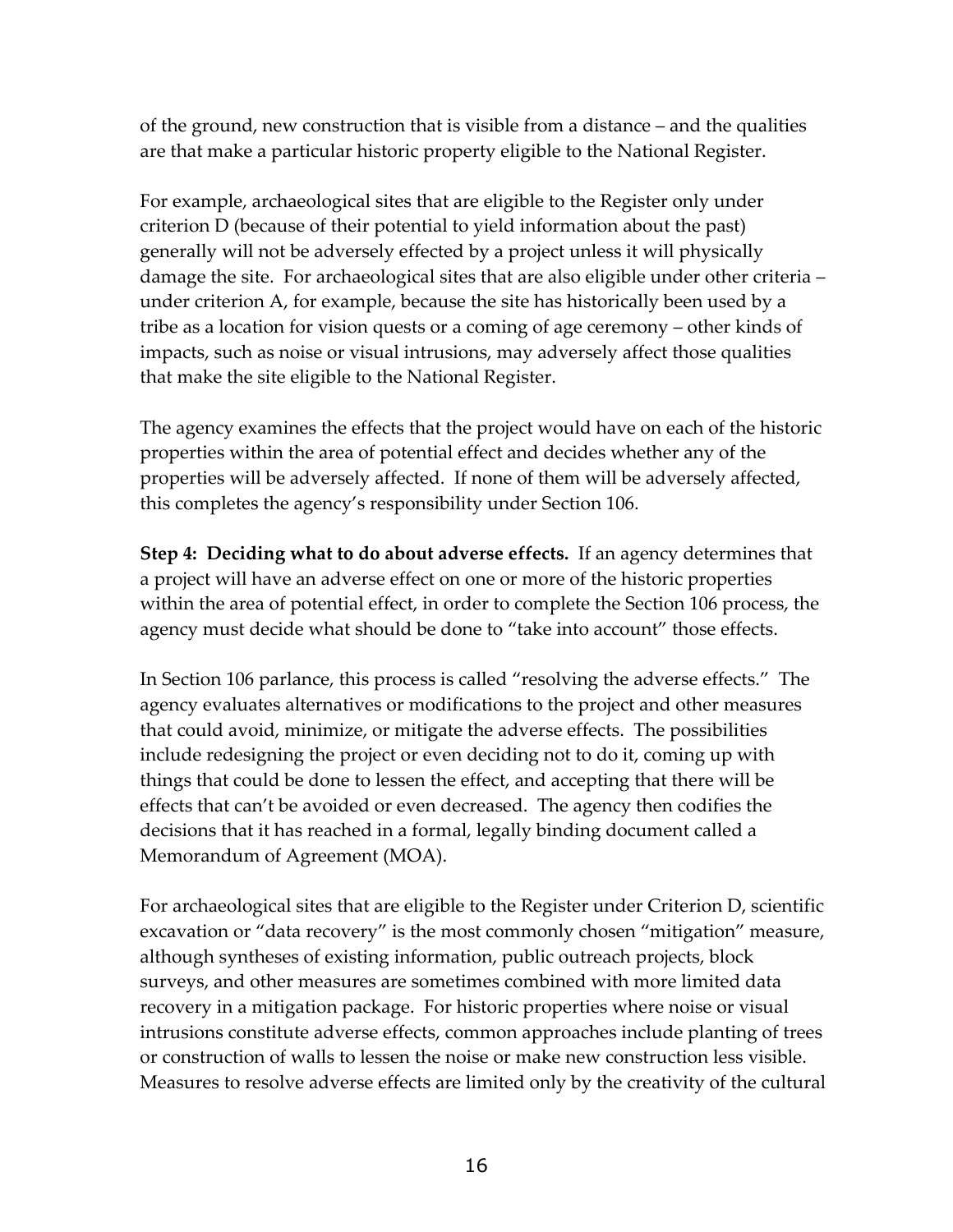of the ground, new construction that is visible from a distance – and the qualities are that make a particular historic property eligible to the National Register.

For example, archaeological sites that are eligible to the Register only under criterion D (because of their potential to yield information about the past) generally will not be adversely effected by a project unless it will physically damage the site. For archaeological sites that are also eligible under other criteria – under criterion A, for example, because the site has historically been used by a tribe as a location for vision quests or a coming of age ceremony – other kinds of impacts, such as noise or visual intrusions, may adversely affect those qualities that make the site eligible to the National Register.

The agency examines the effects that the project would have on each of the historic properties within the area of potential effect and decides whether any of the properties will be adversely affected. If none of them will be adversely affected, this completes the agency's responsibility under Section 106.

**Step 4: Deciding what to do about adverse effects.** If an agency determines that a project will have an adverse effect on one or more of the historic properties within the area of potential effect, in order to complete the Section 106 process, the agency must decide what should be done to "take into account" those effects.

In Section 106 parlance, this process is called "resolving the adverse effects." The agency evaluates alternatives or modifications to the project and other measures that could avoid, minimize, or mitigate the adverse effects. The possibilities include redesigning the project or even deciding not to do it, coming up with things that could be done to lessen the effect, and accepting that there will be effects that can't be avoided or even decreased. The agency then codifies the decisions that it has reached in a formal, legally binding document called a Memorandum of Agreement (MOA).

For archaeological sites that are eligible to the Register under Criterion D, scientific excavation or "data recovery" is the most commonly chosen "mitigation" measure, although syntheses of existing information, public outreach projects, block surveys, and other measures are sometimes combined with more limited data recovery in a mitigation package. For historic properties where noise or visual intrusions constitute adverse effects, common approaches include planting of trees or construction of walls to lessen the noise or make new construction less visible. Measures to resolve adverse effects are limited only by the creativity of the cultural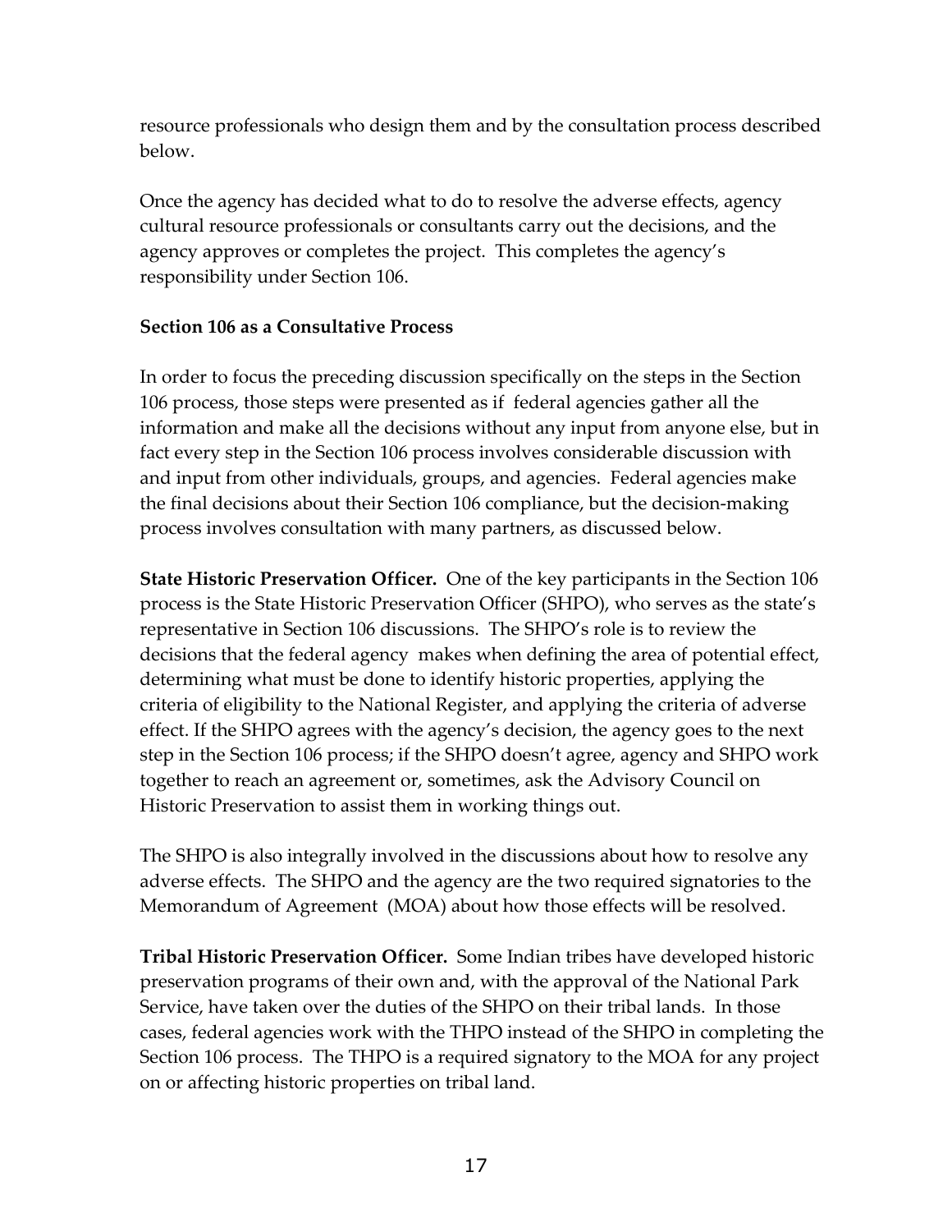resource professionals who design them and by the consultation process described below.

Once the agency has decided what to do to resolve the adverse effects, agency cultural resource professionals or consultants carry out the decisions, and the agency approves or completes the project. This completes the agency's responsibility under Section 106.

**Section 106 as a Consultative Process**

In order to focus the preceding discussion specifically on the steps in the Section 106 process, those steps were presented as if federal agencies gather all the information and make all the decisions without any input from anyone else, but in fact every step in the Section 106 process involves considerable discussion with and input from other individuals, groups, and agencies. Federal agencies make the final decisions about their Section 106 compliance, but the decision-making process involves consultation with many partners, as discussed below.

**State Historic Preservation Officer.** One of the key participants in the Section 106 process is the State Historic Preservation Officer (SHPO), who serves as the state's representative in Section 106 discussions. The SHPO's role is to review the decisions that the federal agency makes when defining the area of potential effect, determining what must be done to identify historic properties, applying the criteria of eligibility to the National Register, and applying the criteria of adverse effect. If the SHPO agrees with the agency's decision, the agency goes to the next step in the Section 106 process; if the SHPO doesn't agree, agency and SHPO work together to reach an agreement or, sometimes, ask the Advisory Council on Historic Preservation to assist them in working things out.

The SHPO is also integrally involved in the discussions about how to resolve any adverse effects. The SHPO and the agency are the two required signatories to the Memorandum of Agreement (MOA) about how those effects will be resolved.

**Tribal Historic Preservation Officer.** Some Indian tribes have developed historic preservation programs of their own and, with the approval of the National Park Service, have taken over the duties of the SHPO on their tribal lands. In those cases, federal agencies work with the THPO instead of the SHPO in completing the Section 106 process. The THPO is a required signatory to the MOA for any project on or affecting historic properties on tribal land.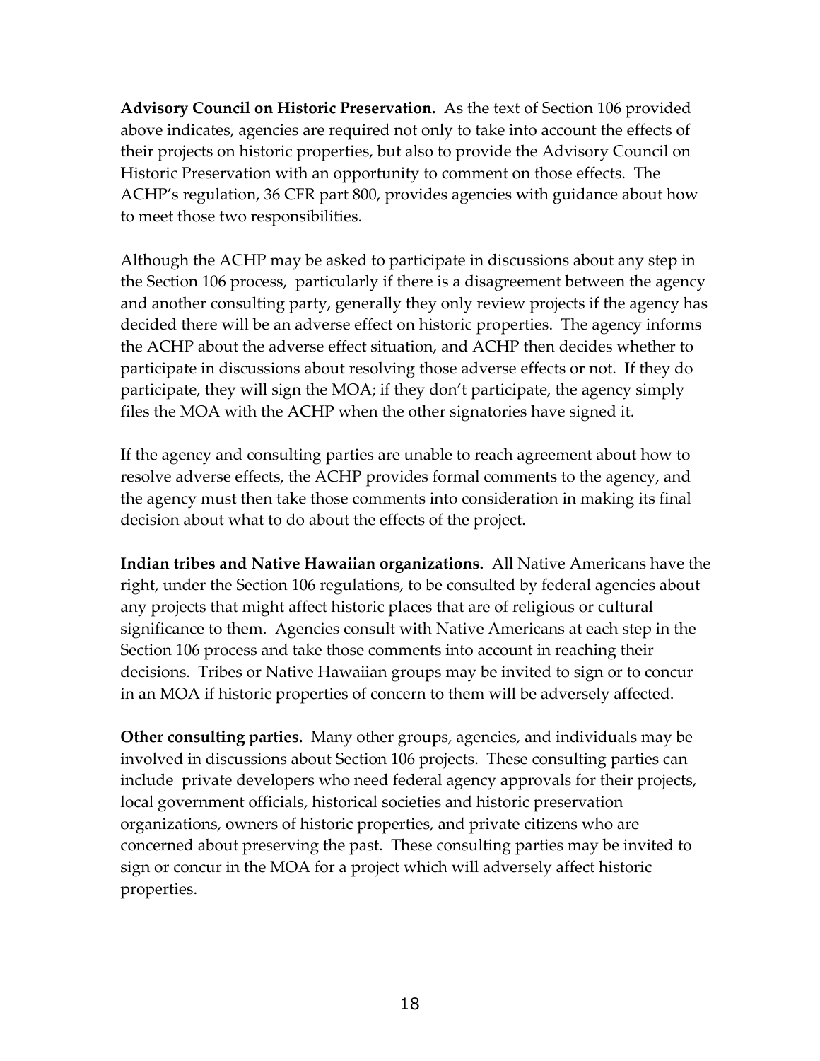**Advisory Council on Historic Preservation.** As the text of Section 106 provided above indicates, agencies are required not only to take into account the effects of their projects on historic properties, but also to provide the Advisory Council on Historic Preservation with an opportunity to comment on those effects. The ACHP's regulation, 36 CFR part 800, provides agencies with guidance about how to meet those two responsibilities.

Although the ACHP may be asked to participate in discussions about any step in the Section 106 process, particularly if there is a disagreement between the agency and another consulting party, generally they only review projects if the agency has decided there will be an adverse effect on historic properties. The agency informs the ACHP about the adverse effect situation, and ACHP then decides whether to participate in discussions about resolving those adverse effects or not. If they do participate, they will sign the MOA; if they don't participate, the agency simply files the MOA with the ACHP when the other signatories have signed it.

If the agency and consulting parties are unable to reach agreement about how to resolve adverse effects, the ACHP provides formal comments to the agency, and the agency must then take those comments into consideration in making its final decision about what to do about the effects of the project.

**Indian tribes and Native Hawaiian organizations.** All Native Americans have the right, under the Section 106 regulations, to be consulted by federal agencies about any projects that might affect historic places that are of religious or cultural significance to them. Agencies consult with Native Americans at each step in the Section 106 process and take those comments into account in reaching their decisions. Tribes or Native Hawaiian groups may be invited to sign or to concur in an MOA if historic properties of concern to them will be adversely affected.

**Other consulting parties.** Many other groups, agencies, and individuals may be involved in discussions about Section 106 projects. These consulting parties can include private developers who need federal agency approvals for their projects, local government officials, historical societies and historic preservation organizations, owners of historic properties, and private citizens who are concerned about preserving the past. These consulting parties may be invited to sign or concur in the MOA for a project which will adversely affect historic properties.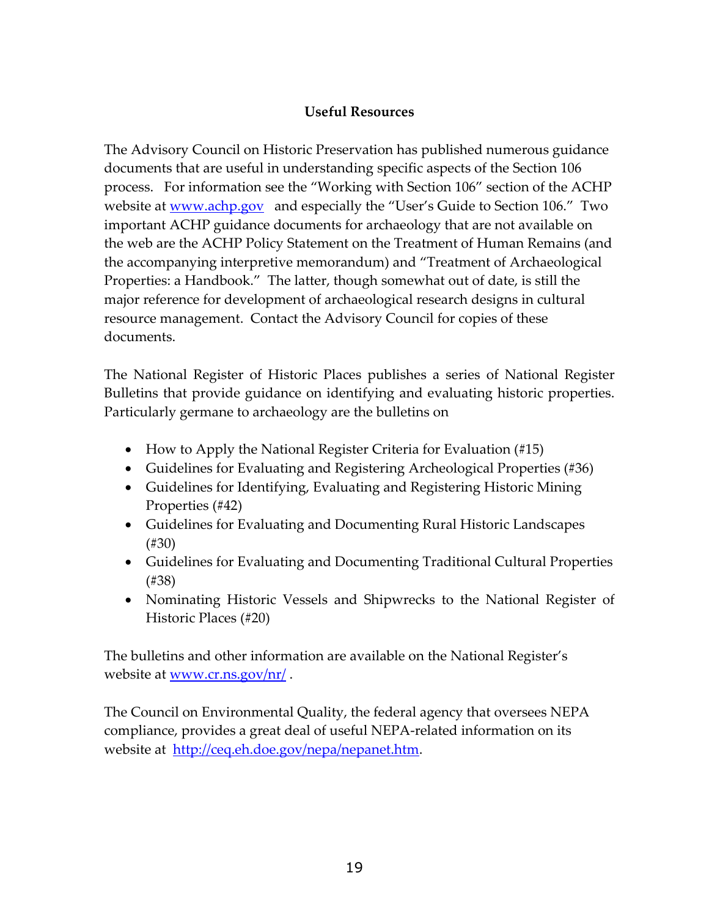## Useful Resources

The Advisory Council on Historic Preservation has published numerous guidance documents that are useful in understanding specific aspects of the Section 106 process. For information see the "Working with Section 106" section of the ACHP website at www.achp.gov and especially the "User's Guide to Section 106." Two important ACHP guidance documents for archaeology that are not available on the web are the ACHP Policy Statement on the Treatment of Human Remains (and the accompanying interpretive memorandum) and "Treatment of Archaeological Properties: a Handbook." The latter, though somewhat out of date, is still the major reference for development of archaeological research designs in cultural resource management. Contact the Advisory Council for copies of these documents.

The National Register of Historic Places publishes a series of National Register Bulletins that provide guidance on identifying and evaluating historic properties. Particularly germane to archaeology are the bulletins on

- How to Apply the National Register Criteria for Evaluation (#15)
- Guidelines for Evaluating and Registering Archeological Properties (#36)
- Guidelines for Identifying, Evaluating and Registering Historic Mining Properties (#42)
- Guidelines for Evaluating and Documenting Rural Historic Landscapes (#30)
- Guidelines for Evaluating and Documenting Traditional Cultural Properties (#38)
- Nominating Historic Vessels and Shipwrecks to the National Register of Historic Places (#20)

The bulletins and other information are available on the National Register's website at www.cr.ns.gov/nr/ .

The Council on Environmental Quality, the federal agency that oversees NEPA compliance, provides a great deal of useful NEPA-related information on its website at http://ceq.eh.doe.gov/nepa/nepanet.htm.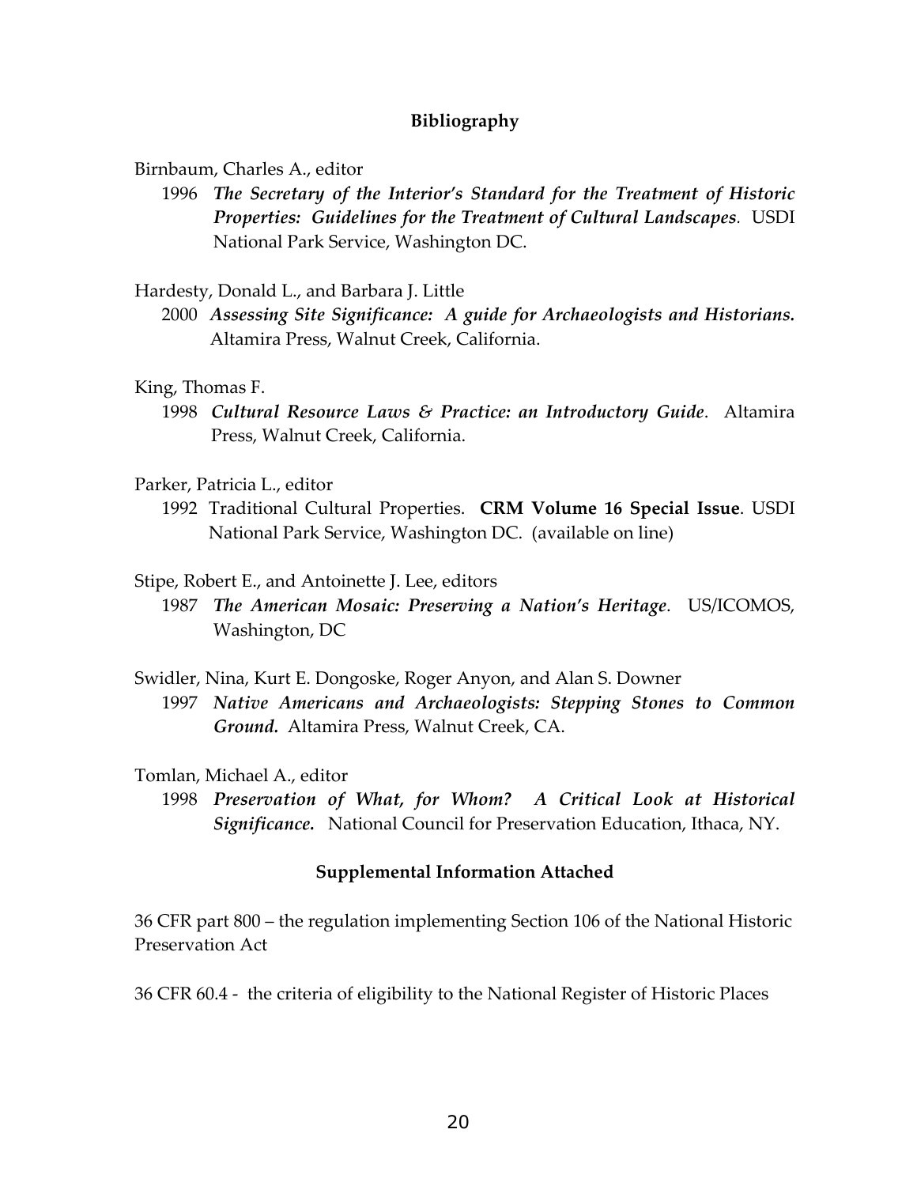## Bibliography

Birnbaum, Charles A., editor

1996 ***The Secretary of the Interior's Standard for the Treatment of Historic Properties: Guidelines for the Treatment of Cultural Landscapes***. USDI National Park Service, Washington DC.

Hardesty, Donald L., and Barbara J. Little

2000 ***Assessing Site Significance: A guide for Archaeologists and Historians.*** Altamira Press, Walnut Creek, California.

King, Thomas F.

1998 ***Cultural Resource Laws & Practice: an Introductory Guide***. Altamira Press, Walnut Creek, California.

Parker, Patricia L., editor

1992 Traditional Cultural Properties. **CRM Volume 16 Special Issue**. USDI National Park Service, Washington DC. (available on line)

Stipe, Robert E., and Antoinette J. Lee, editors

1987 ***The American Mosaic: Preserving a Nation's Heritage***. US/ICOMOS, Washington, DC

Swidler, Nina, Kurt E. Dongoske, Roger Anyon, and Alan S. Downer

1997 ***Native Americans and Archaeologists: Stepping Stones to Common Ground.*** Altamira Press, Walnut Creek, CA.

Tomlan, Michael A., editor

1998 ***Preservation of What, for Whom? A Critical Look at Historical Significance.*** National Council for Preservation Education, Ithaca, NY.

## Supplemental Information Attached

36 CFR part 800 – the regulation implementing Section 106 of the National Historic Preservation Act

36 CFR 60.4 - the criteria of eligibility to the National Register of Historic Places